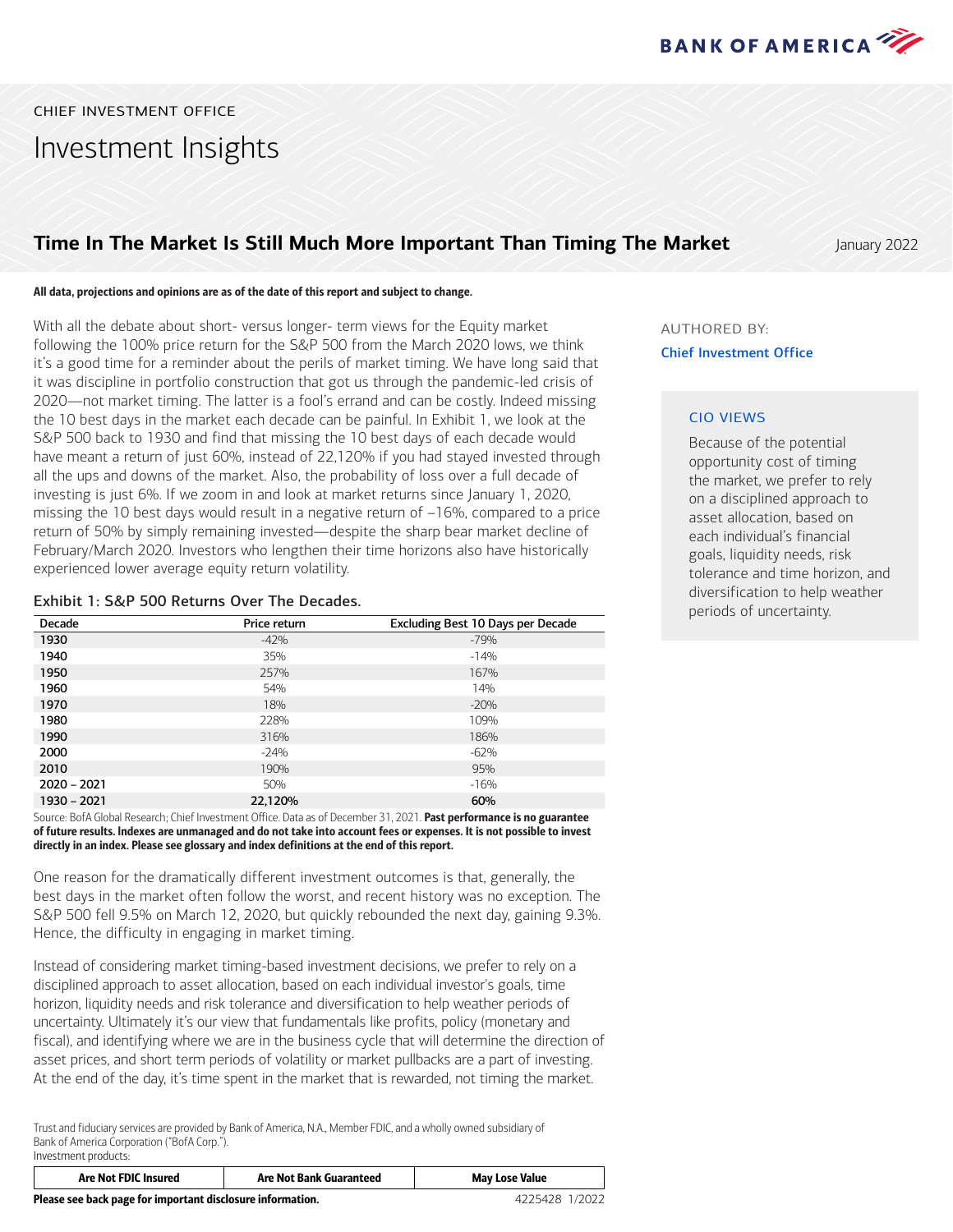BANK OF AMERICA

CHIEF INVESTMENT OFFICE

# Investment Insights

## Time In The Market Is Still Much More Important Than Timing The Market

January 2022

**All data, projections and opinions are as of the date of this report and subject to change.**

With all the debate about short- versus longer- term views for the Equity market following the 100% price return for the S&P 500 from the March 2020 lows, we think it's a good time for a reminder about the perils of market timing. We have long said that it was discipline in portfolio construction that got us through the pandemic-led crisis of 2020—not market timing. The latter is a fool's errand and can be costly. Indeed missing the 10 best days in the market each decade can be painful. In Exhibit 1, we look at the S&P 500 back to 1930 and find that missing the 10 best days of each decade would have meant a return of just 60%, instead of 22,120% if you had stayed invested through all the ups and downs of the market. Also, the probability of loss over a full decade of investing is just 6%. If we zoom in and look at market returns since January 1, 2020, missing the 10 best days would result in a negative return of –16%, compared to a price return of 50% by simply remaining invested—despite the sharp bear market decline of February/March 2020. Investors who lengthen their time horizons also have historically experienced lower average equity return volatility.

### Exhibit 1: S&P 500 Returns Over The Decades.

| Decade | Price return | Excluding Best 10 Days per Decade |
|---|---|---|
| 1930 | -42% | -79% |
| 1940 | 35% | -14% |
| 1950 | 257% | 167% |
| 1960 | 54% | 14% |
| 1970 | 18% | -20% |
| 1980 | 228% | 109% |
| 1990 | 316% | 186% |
| 2000 | -24% | -62% |
| 2010 | 190% | 95% |
| 2020 – 2021 | 50% | -16% |
| 1930 – 2021 | **22,120%** | **60%** |

Source: BofA Global Research; Chief Investment Office. Data as of December 31, 2021. **Past performance is no guarantee of future results. Indexes are unmanaged and do not take into account fees or expenses. It is not possible to invest directly in an index. Please see glossary and index definitions at the end of this report.**

One reason for the dramatically different investment outcomes is that, generally, the best days in the market often follow the worst, and recent history was no exception. The S&P 500 fell 9.5% on March 12, 2020, but quickly rebounded the next day, gaining 9.3%. Hence, the difficulty in engaging in market timing.

Instead of considering market timing-based investment decisions, we prefer to rely on a disciplined approach to asset allocation, based on each individual investor's goals, time horizon, liquidity needs and risk tolerance and diversification to help weather periods of uncertainty. Ultimately it's our view that fundamentals like profits, policy (monetary and fiscal), and identifying where we are in the business cycle that will determine the direction of asset prices, and short term periods of volatility or market pullbacks are a part of investing. At the end of the day, it's time spent in the market that is rewarded, not timing the market.

AUTHORED BY:

Chief Investment Office

**CIO VIEWS**

Because of the potential opportunity cost of timing the market, we prefer to rely on a disciplined approach to asset allocation, based on each individual's financial goals, liquidity needs, risk tolerance and time horizon, and diversification to help weather periods of uncertainty.

Trust and fiduciary services are provided by Bank of America, N.A., Member FDIC, and a wholly owned subsidiary of Bank of America Corporation ("BofA Corp.").
Investment products:

| Are Not FDIC Insured | Are Not Bank Guaranteed | May Lose Value |
|---|---|---|

**Please see back page for important disclosure information.**

4225428 1/2022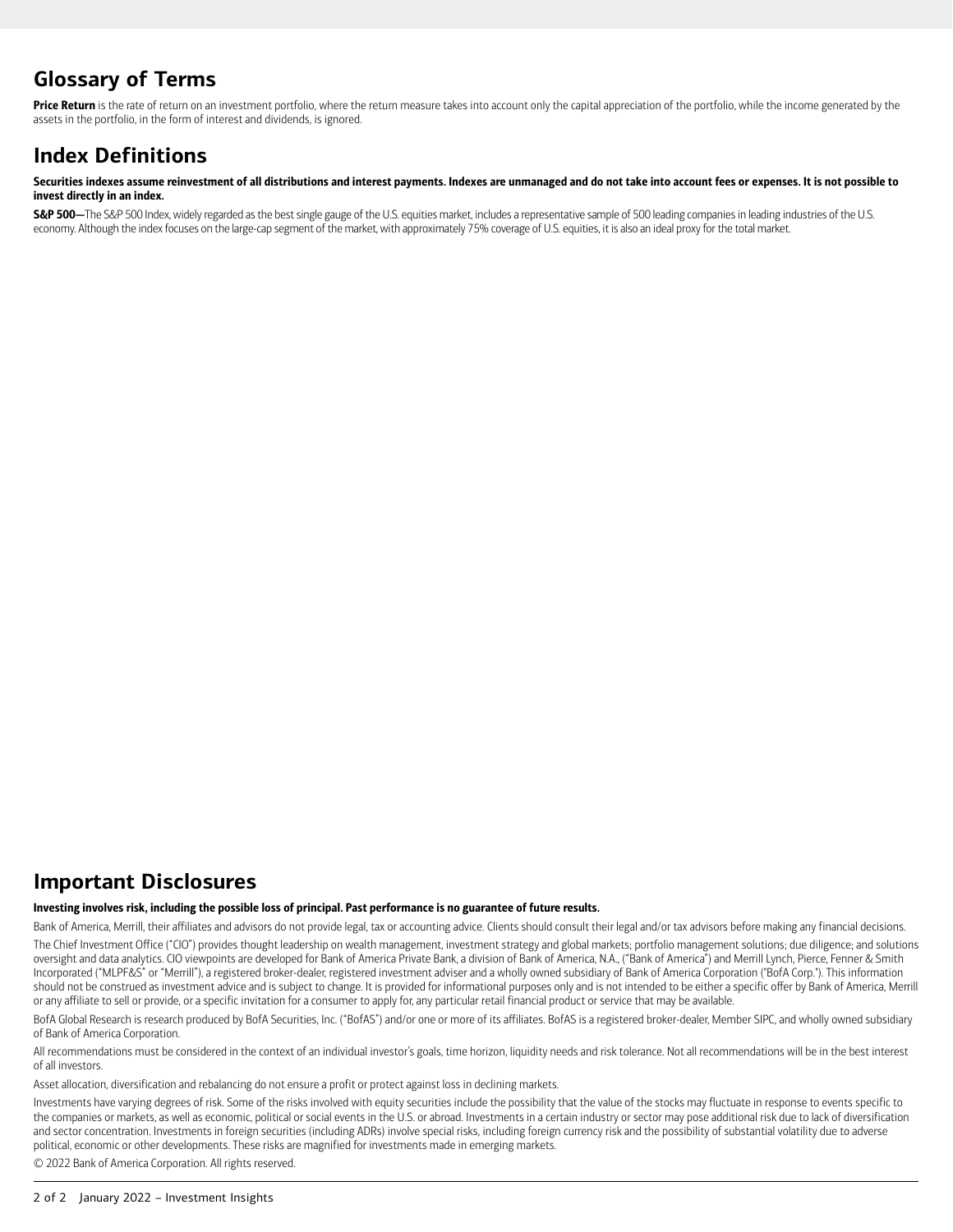## Glossary of Terms

**Price Return** is the rate of return on an investment portfolio, where the return measure takes into account only the capital appreciation of the portfolio, while the income generated by the assets in the portfolio, in the form of interest and dividends, is ignored.

## Index Definitions

**Securities indexes assume reinvestment of all distributions and interest payments. Indexes are unmanaged and do not take into account fees or expenses. It is not possible to invest directly in an index.**

**S&P 500**—The S&P 500 Index, widely regarded as the best single gauge of the U.S. equities market, includes a representative sample of 500 leading companies in leading industries of the U.S. economy. Although the index focuses on the large-cap segment of the market, with approximately 75% coverage of U.S. equities, it is also an ideal proxy for the total market.

## Important Disclosures

**Investing involves risk, including the possible loss of principal. Past performance is no guarantee of future results.**

Bank of America, Merrill, their affiliates and advisors do not provide legal, tax or accounting advice. Clients should consult their legal and/or tax advisors before making any financial decisions.

The Chief Investment Office ("CIO") provides thought leadership on wealth management, investment strategy and global markets; portfolio management solutions; due diligence; and solutions oversight and data analytics. CIO viewpoints are developed for Bank of America Private Bank, a division of Bank of America, N.A., ("Bank of America") and Merrill Lynch, Pierce, Fenner & Smith Incorporated ("MLPF&S" or "Merrill"), a registered broker-dealer, registered investment adviser and a wholly owned subsidiary of Bank of America Corporation ("BofA Corp."). This information should not be construed as investment advice and is subject to change. It is provided for informational purposes only and is not intended to be either a specific offer by Bank of America, Merrill or any affiliate to sell or provide, or a specific invitation for a consumer to apply for, any particular retail financial product or service that may be available.

BofA Global Research is research produced by BofA Securities, Inc. ("BofAS") and/or one or more of its affiliates. BofAS is a registered broker-dealer, Member SIPC, and wholly owned subsidiary of Bank of America Corporation.

All recommendations must be considered in the context of an individual investor's goals, time horizon, liquidity needs and risk tolerance. Not all recommendations will be in the best interest of all investors.

Asset allocation, diversification and rebalancing do not ensure a profit or protect against loss in declining markets.

Investments have varying degrees of risk. Some of the risks involved with equity securities include the possibility that the value of the stocks may fluctuate in response to events specific to the companies or markets, as well as economic, political or social events in the U.S. or abroad. Investments in a certain industry or sector may pose additional risk due to lack of diversification and sector concentration. Investments in foreign securities (including ADRs) involve special risks, including foreign currency risk and the possibility of substantial volatility due to adverse political, economic or other developments. These risks are magnified for investments made in emerging markets.

© 2022 Bank of America Corporation. All rights reserved.